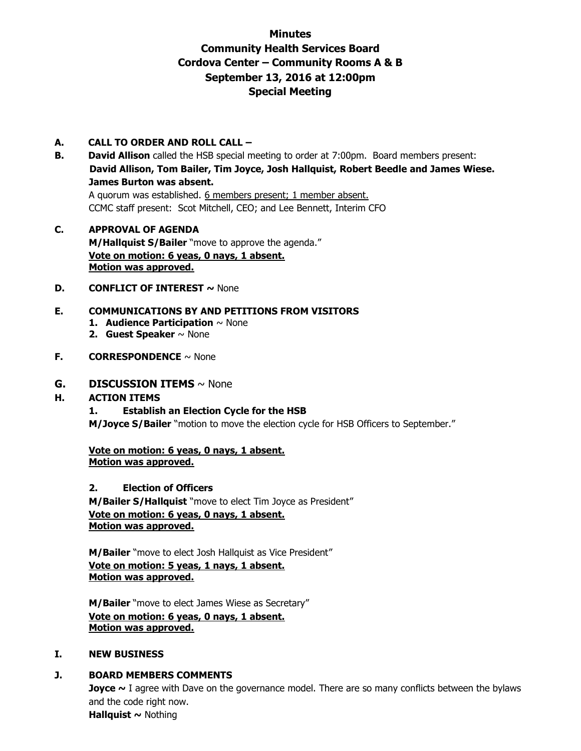# Minutes
# Community Health Services Board
# Cordova Center – Community Rooms A & B
# September 13, 2016 at 12:00pm
# Special Meeting

**A. CALL TO ORDER AND ROLL CALL –**

**B. David Allison** called the HSB special meeting to order at 7:00pm. Board members present: **David Allison, Tom Bailer, Tim Joyce, Josh Hallquist, Robert Beedle and James Wiese. James Burton was absent.**

A quorum was established. 6 members present; 1 member absent.

CCMC staff present: Scot Mitchell, CEO; and Lee Bennett, Interim CFO

**C. APPROVAL OF AGENDA**

**M/Hallquist S/Bailer** "move to approve the agenda."

**Vote on motion: 6 yeas, 0 nays, 1 absent.**
**Motion was approved.**

**D. CONFLICT OF INTEREST ~** None

**E. COMMUNICATIONS BY AND PETITIONS FROM VISITORS**

1. **Audience Participation** ~ None
2. **Guest Speaker** ~ None

**F. CORRESPONDENCE** ~ None

**G. DISCUSSION ITEMS** ~ None

**H. ACTION ITEMS**

**1. Establish an Election Cycle for the HSB**

**M/Joyce S/Bailer** "motion to move the election cycle for HSB Officers to September."

**Vote on motion: 6 yeas, 0 nays, 1 absent.**
**Motion was approved.**

**2. Election of Officers**

**M/Bailer S/Hallquist** "move to elect Tim Joyce as President"

**Vote on motion: 6 yeas, 0 nays, 1 absent.**
**Motion was approved.**

**M/Bailer** "move to elect Josh Hallquist as Vice President"

**Vote on motion: 5 yeas, 1 nays, 1 absent.**
**Motion was approved.**

**M/Bailer** "move to elect James Wiese as Secretary"

**Vote on motion: 6 yeas, 0 nays, 1 absent.**
**Motion was approved.**

**I. NEW BUSINESS**

**J. BOARD MEMBERS COMMENTS**

**Joyce ~** I agree with Dave on the governance model. There are so many conflicts between the bylaws and the code right now.

**Hallquist ~** Nothing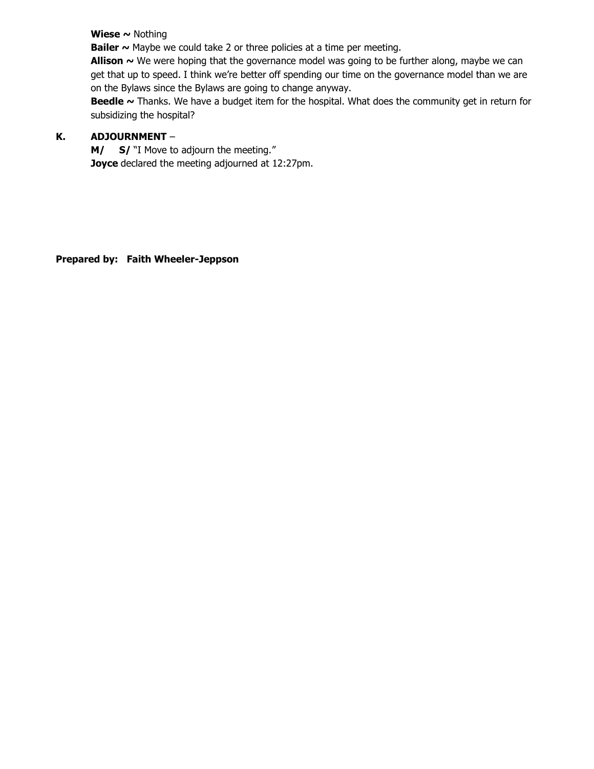**Wiese ~** Nothing

**Bailer ~** Maybe we could take 2 or three policies at a time per meeting.

**Allison ~** We were hoping that the governance model was going to be further along, maybe we can get that up to speed. I think we're better off spending our time on the governance model than we are on the Bylaws since the Bylaws are going to change anyway.

**Beedle ~** Thanks. We have a budget item for the hospital. What does the community get in return for subsidizing the hospital?

**K. ADJOURNMENT** –

**M/ S/** "I Move to adjourn the meeting."

**Joyce** declared the meeting adjourned at 12:27pm.

**Prepared by: Faith Wheeler-Jeppson**